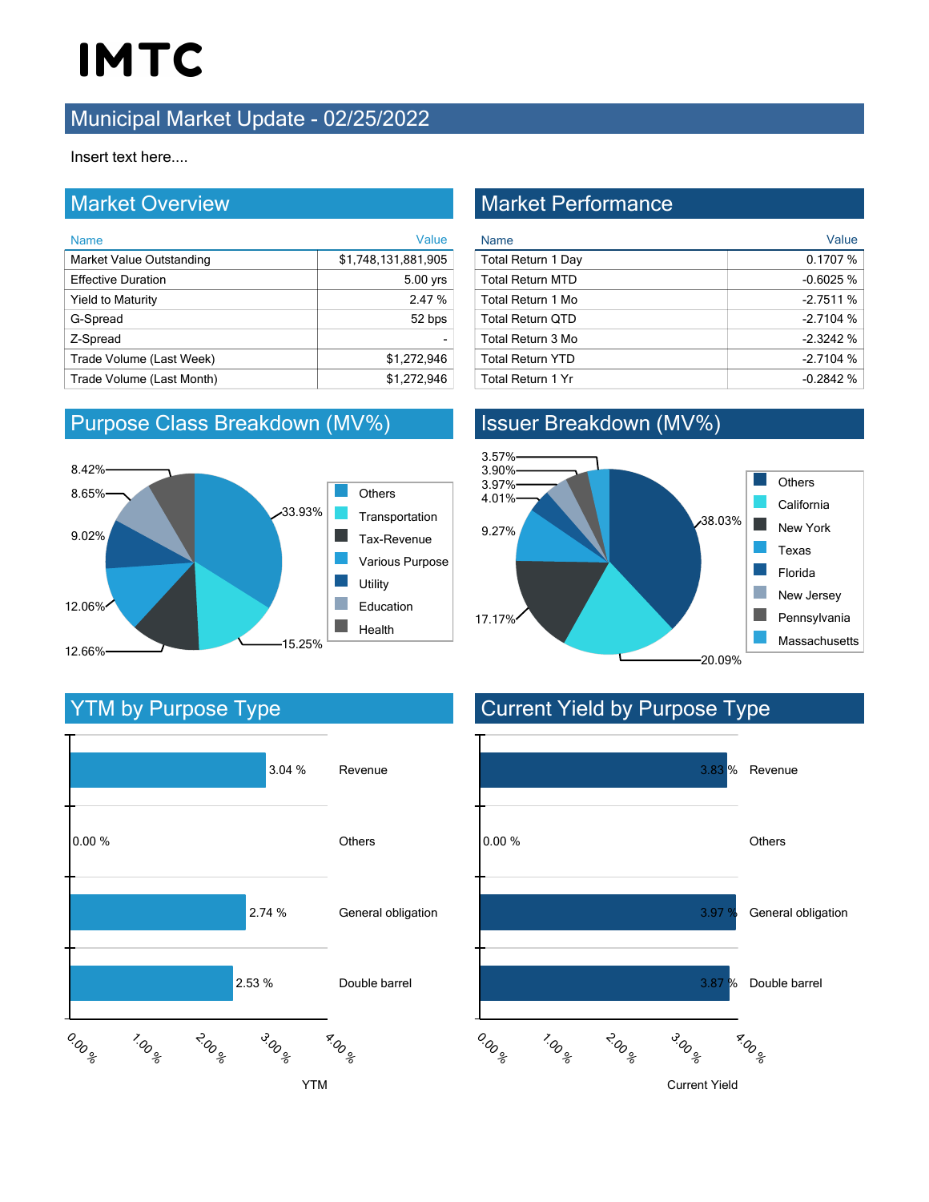# IMTC

## Municipal Market Update - 02/25/2022

Insert text here....

## Market Overview

| Name | Value |
|---|---|
| Market Value Outstanding | $1,748,131,881,905 |
| Effective Duration | 5.00 yrs |
| Yield to Maturity | 2.47 % |
| G-Spread | 52 bps |
| Z-Spread | - |
| Trade Volume (Last Week) | $1,272,946 |
| Trade Volume (Last Month) | $1,272,946 |

## Market Performance

| Name | Value |
|---|---|
| Total Return 1 Day | 0.1707 % |
| Total Return MTD | -0.6025 % |
| Total Return 1 Mo | -2.7511 % |
| Total Return QTD | -2.7104 % |
| Total Return 3 Mo | -2.3242 % |
| Total Return YTD | -2.7104 % |
| Total Return 1 Yr | -0.2842 % |

## Purpose Class Breakdown (MV%)

| Purpose Class | MV% |
|---|---|
| Others | 33.93% |
| Transportation | 15.25% |
| Tax-Revenue | 12.66% |
| Various Purpose | 12.06% |
| Utility | 9.02% |
| Education | 8.65% |
| Health | 8.42% |

## Issuer Breakdown (MV%)

| Issuer | MV% |
|---|---|
| Others | 38.03% |
| California | 20.09% |
| New York | 17.17% |
| Texas | 9.27% |
| Florida | 4.01% |
| New Jersey | 3.97% |
| Pennsylvania | 3.90% |
| Massachusetts | 3.57% |

## YTM by Purpose Type

| Purpose Type | YTM |
|---|---|
| Revenue | 3.04 % |
| Others | 0.00 % |
| General obligation | 2.74 % |
| Double barrel | 2.53 % |

## Current Yield by Purpose Type

| Purpose Type | Current Yield |
|---|---|
| Revenue | 3.83 % |
| Others | 0.00 % |
| General obligation | 3.97 % |
| Double barrel | 3.87 % |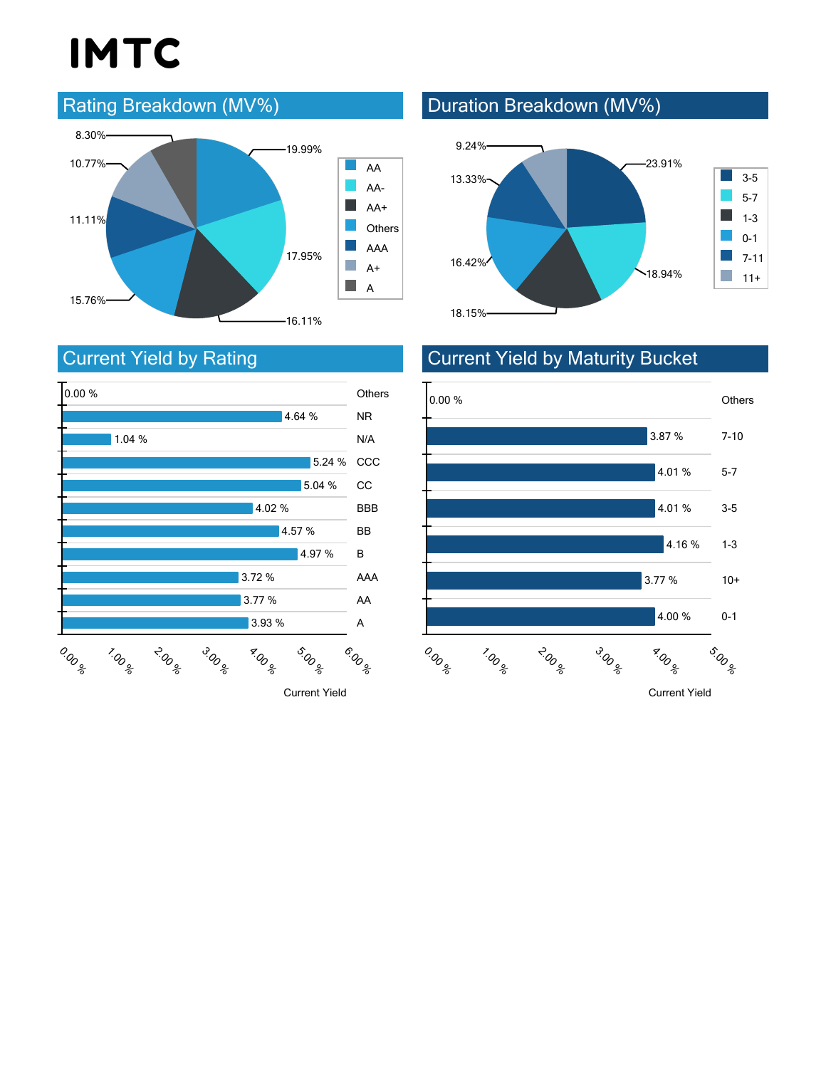# IMTC

## Rating Breakdown (MV%)

| Rating | MV% |
|---|---|
| AA | 19.99% |
| AA- | 17.95% |
| AA+ | 16.11% |
| Others | 15.76% |
| AAA | 11.11% |
| A+ | 10.77% |
| A | 8.30% |

## Duration Breakdown (MV%)

| Duration | MV% |
|---|---|
| 3-5 | 23.91% |
| 5-7 | 18.94% |
| 1-3 | 18.15% |
| 0-1 | 16.42% |
| 7-11 | 13.33% |
| 11+ | 9.24% |

## Current Yield by Rating

| Rating | Current Yield |
|---|---|
| Others | 0.00 % |
| NR | 4.64 % |
| N/A | 1.04 % |
| CCC | 5.24 % |
| CC | 5.04 % |
| BBB | 4.02 % |
| BB | 4.57 % |
| B | 4.97 % |
| AAA | 3.72 % |
| AA | 3.77 % |
| A | 3.93 % |

## Current Yield by Maturity Bucket

| Maturity Bucket | Current Yield |
|---|---|
| Others | 0.00 % |
| 7-10 | 3.87 % |
| 5-7 | 4.01 % |
| 3-5 | 4.01 % |
| 1-3 | 4.16 % |
| 10+ | 3.77 % |
| 0-1 | 4.00 % |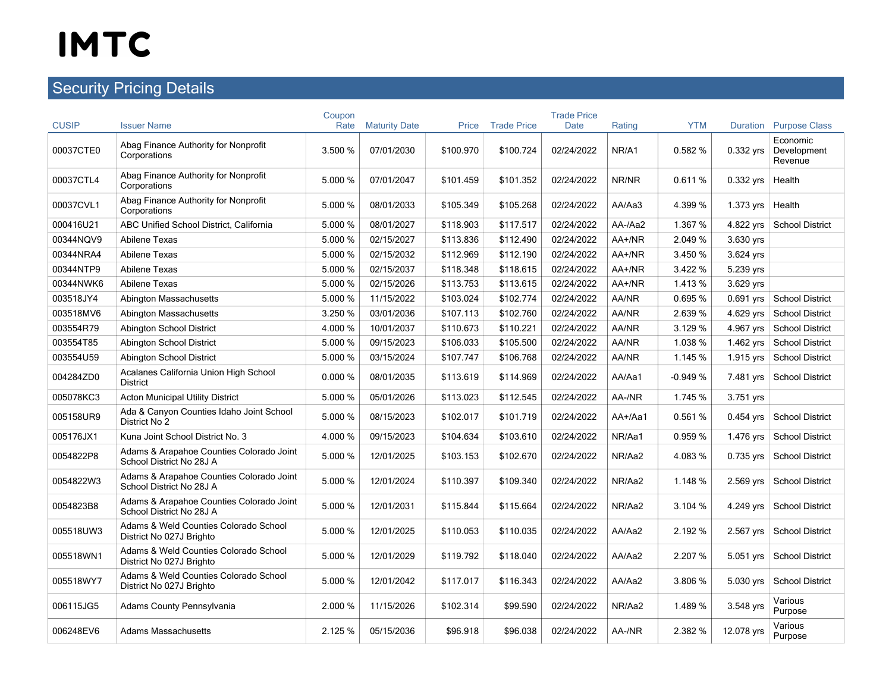# IMTC

## Security Pricing Details

| CUSIP | Issuer Name | Coupon Rate | Maturity Date | Price | Trade Price | Trade Price Date | Rating | YTM | Duration | Purpose Class |
|---|---|---|---|---|---|---|---|---|---|---|
| 00037CTE0 | Abag Finance Authority for Nonprofit Corporations | 3.500 % | 07/01/2030 | $100.970 | $100.724 | 02/24/2022 | NR/A1 | 0.582 % | 0.332 yrs | Economic Development Revenue |
| 00037CTL4 | Abag Finance Authority for Nonprofit Corporations | 5.000 % | 07/01/2047 | $101.459 | $101.352 | 02/24/2022 | NR/NR | 0.611 % | 0.332 yrs | Health |
| 00037CVL1 | Abag Finance Authority for Nonprofit Corporations | 5.000 % | 08/01/2033 | $105.349 | $105.268 | 02/24/2022 | AA/Aa3 | 4.399 % | 1.373 yrs | Health |
| 000416U21 | ABC Unified School District, California | 5.000 % | 08/01/2027 | $118.903 | $117.517 | 02/24/2022 | AA-/Aa2 | 1.367 % | 4.822 yrs | School District |
| 00344NQV9 | Abilene Texas | 5.000 % | 02/15/2027 | $113.836 | $112.490 | 02/24/2022 | AA+/NR | 2.049 % | 3.630 yrs | |
| 00344NRA4 | Abilene Texas | 5.000 % | 02/15/2032 | $112.969 | $112.190 | 02/24/2022 | AA+/NR | 3.450 % | 3.624 yrs | |
| 00344NTP9 | Abilene Texas | 5.000 % | 02/15/2037 | $118.348 | $118.615 | 02/24/2022 | AA+/NR | 3.422 % | 5.239 yrs | |
| 00344NWK6 | Abilene Texas | 5.000 % | 02/15/2026 | $113.753 | $113.615 | 02/24/2022 | AA+/NR | 1.413 % | 3.629 yrs | |
| 003518JY4 | Abington Massachusetts | 5.000 % | 11/15/2022 | $103.024 | $102.774 | 02/24/2022 | AA/NR | 0.695 % | 0.691 yrs | School District |
| 003518MV6 | Abington Massachusetts | 3.250 % | 03/01/2036 | $107.113 | $102.760 | 02/24/2022 | AA/NR | 2.639 % | 4.629 yrs | School District |
| 003554R79 | Abington School District | 4.000 % | 10/01/2037 | $110.673 | $110.221 | 02/24/2022 | AA/NR | 3.129 % | 4.967 yrs | School District |
| 003554T85 | Abington School District | 5.000 % | 09/15/2023 | $106.033 | $105.500 | 02/24/2022 | AA/NR | 1.038 % | 1.462 yrs | School District |
| 003554U59 | Abington School District | 5.000 % | 03/15/2024 | $107.747 | $106.768 | 02/24/2022 | AA/NR | 1.145 % | 1.915 yrs | School District |
| 004284ZD0 | Acalanes California Union High School District | 0.000 % | 08/01/2035 | $113.619 | $114.969 | 02/24/2022 | AA/Aa1 | -0.949 % | 7.481 yrs | School District |
| 005078KC3 | Acton Municipal Utility District | 5.000 % | 05/01/2026 | $113.023 | $112.545 | 02/24/2022 | AA-/NR | 1.745 % | 3.751 yrs | |
| 005158UR9 | Ada & Canyon Counties Idaho Joint School District No 2 | 5.000 % | 08/15/2023 | $102.017 | $101.719 | 02/24/2022 | AA+/Aa1 | 0.561 % | 0.454 yrs | School District |
| 005176JX1 | Kuna Joint School District No. 3 | 4.000 % | 09/15/2023 | $104.634 | $103.610 | 02/24/2022 | NR/Aa1 | 0.959 % | 1.476 yrs | School District |
| 0054822P8 | Adams & Arapahoe Counties Colorado Joint School District No 28J A | 5.000 % | 12/01/2025 | $103.153 | $102.670 | 02/24/2022 | NR/Aa2 | 4.083 % | 0.735 yrs | School District |
| 0054822W3 | Adams & Arapahoe Counties Colorado Joint School District No 28J A | 5.000 % | 12/01/2024 | $110.397 | $109.340 | 02/24/2022 | NR/Aa2 | 1.148 % | 2.569 yrs | School District |
| 0054823B8 | Adams & Arapahoe Counties Colorado Joint School District No 28J A | 5.000 % | 12/01/2031 | $115.844 | $115.664 | 02/24/2022 | NR/Aa2 | 3.104 % | 4.249 yrs | School District |
| 005518UW3 | Adams & Weld Counties Colorado School District No 027J Brighto | 5.000 % | 12/01/2025 | $110.053 | $110.035 | 02/24/2022 | AA/Aa2 | 2.192 % | 2.567 yrs | School District |
| 005518WN1 | Adams & Weld Counties Colorado School District No 027J Brighto | 5.000 % | 12/01/2029 | $119.792 | $118.040 | 02/24/2022 | AA/Aa2 | 2.207 % | 5.051 yrs | School District |
| 005518WY7 | Adams & Weld Counties Colorado School District No 027J Brighto | 5.000 % | 12/01/2042 | $117.017 | $116.343 | 02/24/2022 | AA/Aa2 | 3.806 % | 5.030 yrs | School District |
| 006115JG5 | Adams County Pennsylvania | 2.000 % | 11/15/2026 | $102.314 | $99.590 | 02/24/2022 | NR/Aa2 | 1.489 % | 3.548 yrs | Various Purpose |
| 006248EV6 | Adams Massachusetts | 2.125 % | 05/15/2036 | $96.918 | $96.038 | 02/24/2022 | AA-/NR | 2.382 % | 12.078 yrs | Various Purpose |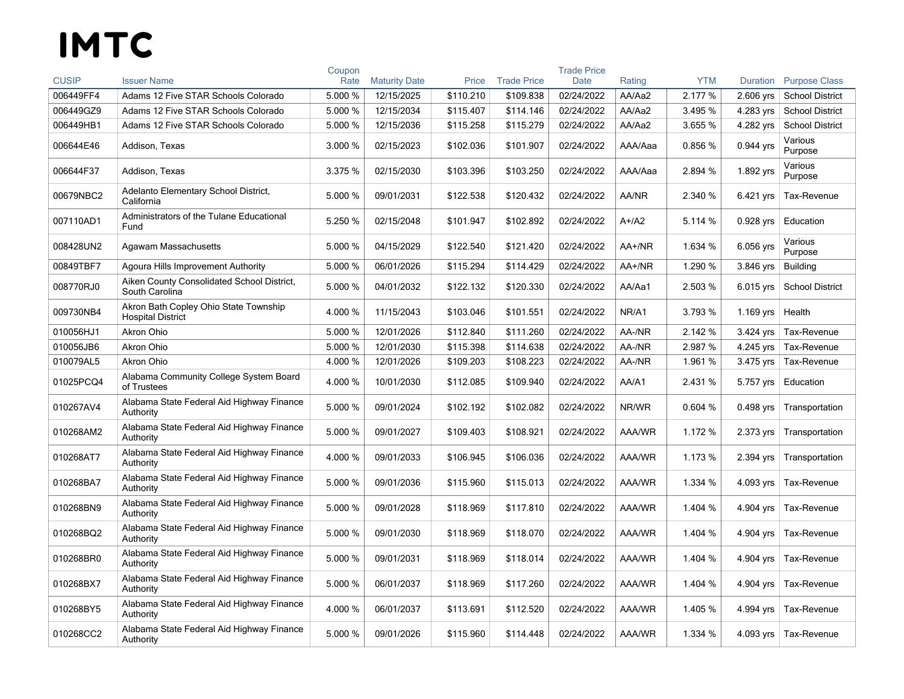# IMTC

| CUSIP | Issuer Name | Coupon Rate | Maturity Date | Price | Trade Price | Trade Price Date | Rating | YTM | Duration | Purpose Class |
|---|---|---|---|---|---|---|---|---|---|---|
| 006449FF4 | Adams 12 Five STAR Schools Colorado | 5.000 % | 12/15/2025 | $110.210 | $109.838 | 02/24/2022 | AA/Aa2 | 2.177 % | 2.606 yrs | School District |
| 006449GZ9 | Adams 12 Five STAR Schools Colorado | 5.000 % | 12/15/2034 | $115.407 | $114.146 | 02/24/2022 | AA/Aa2 | 3.495 % | 4.283 yrs | School District |
| 006449HB1 | Adams 12 Five STAR Schools Colorado | 5.000 % | 12/15/2036 | $115.258 | $115.279 | 02/24/2022 | AA/Aa2 | 3.655 % | 4.282 yrs | School District |
| 006644E46 | Addison, Texas | 3.000 % | 02/15/2023 | $102.036 | $101.907 | 02/24/2022 | AAA/Aaa | 0.856 % | 0.944 yrs | Various Purpose |
| 006644F37 | Addison, Texas | 3.375 % | 02/15/2030 | $103.396 | $103.250 | 02/24/2022 | AAA/Aaa | 2.894 % | 1.892 yrs | Various Purpose |
| 00679NBC2 | Adelanto Elementary School District, California | 5.000 % | 09/01/2031 | $122.538 | $120.432 | 02/24/2022 | AA/NR | 2.340 % | 6.421 yrs | Tax-Revenue |
| 007110AD1 | Administrators of the Tulane Educational Fund | 5.250 % | 02/15/2048 | $101.947 | $102.892 | 02/24/2022 | A+/A2 | 5.114 % | 0.928 yrs | Education |
| 008428UN2 | Agawam Massachusetts | 5.000 % | 04/15/2029 | $122.540 | $121.420 | 02/24/2022 | AA+/NR | 1.634 % | 6.056 yrs | Various Purpose |
| 00849TBF7 | Agoura Hills Improvement Authority | 5.000 % | 06/01/2026 | $115.294 | $114.429 | 02/24/2022 | AA+/NR | 1.290 % | 3.846 yrs | Building |
| 008770RJ0 | Aiken County Consolidated School District, South Carolina | 5.000 % | 04/01/2032 | $122.132 | $120.330 | 02/24/2022 | AA/Aa1 | 2.503 % | 6.015 yrs | School District |
| 009730NB4 | Akron Bath Copley Ohio State Township Hospital District | 4.000 % | 11/15/2043 | $103.046 | $101.551 | 02/24/2022 | NR/A1 | 3.793 % | 1.169 yrs | Health |
| 010056HJ1 | Akron Ohio | 5.000 % | 12/01/2026 | $112.840 | $111.260 | 02/24/2022 | AA-/NR | 2.142 % | 3.424 yrs | Tax-Revenue |
| 010056JB6 | Akron Ohio | 5.000 % | 12/01/2030 | $115.398 | $114.638 | 02/24/2022 | AA-/NR | 2.987 % | 4.245 yrs | Tax-Revenue |
| 010079AL5 | Akron Ohio | 4.000 % | 12/01/2026 | $109.203 | $108.223 | 02/24/2022 | AA-/NR | 1.961 % | 3.475 yrs | Tax-Revenue |
| 01025PCQ4 | Alabama Community College System Board of Trustees | 4.000 % | 10/01/2030 | $112.085 | $109.940 | 02/24/2022 | AA/A1 | 2.431 % | 5.757 yrs | Education |
| 010267AV4 | Alabama State Federal Aid Highway Finance Authority | 5.000 % | 09/01/2024 | $102.192 | $102.082 | 02/24/2022 | NR/WR | 0.604 % | 0.498 yrs | Transportation |
| 010268AM2 | Alabama State Federal Aid Highway Finance Authority | 5.000 % | 09/01/2027 | $109.403 | $108.921 | 02/24/2022 | AAA/WR | 1.172 % | 2.373 yrs | Transportation |
| 010268AT7 | Alabama State Federal Aid Highway Finance Authority | 4.000 % | 09/01/2033 | $106.945 | $106.036 | 02/24/2022 | AAA/WR | 1.173 % | 2.394 yrs | Transportation |
| 010268BA7 | Alabama State Federal Aid Highway Finance Authority | 5.000 % | 09/01/2036 | $115.960 | $115.013 | 02/24/2022 | AAA/WR | 1.334 % | 4.093 yrs | Tax-Revenue |
| 010268BN9 | Alabama State Federal Aid Highway Finance Authority | 5.000 % | 09/01/2028 | $118.969 | $117.810 | 02/24/2022 | AAA/WR | 1.404 % | 4.904 yrs | Tax-Revenue |
| 010268BQ2 | Alabama State Federal Aid Highway Finance Authority | 5.000 % | 09/01/2030 | $118.969 | $118.070 | 02/24/2022 | AAA/WR | 1.404 % | 4.904 yrs | Tax-Revenue |
| 010268BR0 | Alabama State Federal Aid Highway Finance Authority | 5.000 % | 09/01/2031 | $118.969 | $118.014 | 02/24/2022 | AAA/WR | 1.404 % | 4.904 yrs | Tax-Revenue |
| 010268BX7 | Alabama State Federal Aid Highway Finance Authority | 5.000 % | 06/01/2037 | $118.969 | $117.260 | 02/24/2022 | AAA/WR | 1.404 % | 4.904 yrs | Tax-Revenue |
| 010268BY5 | Alabama State Federal Aid Highway Finance Authority | 4.000 % | 06/01/2037 | $113.691 | $112.520 | 02/24/2022 | AAA/WR | 1.405 % | 4.994 yrs | Tax-Revenue |
| 010268CC2 | Alabama State Federal Aid Highway Finance Authority | 5.000 % | 09/01/2026 | $115.960 | $114.448 | 02/24/2022 | AAA/WR | 1.334 % | 4.093 yrs | Tax-Revenue |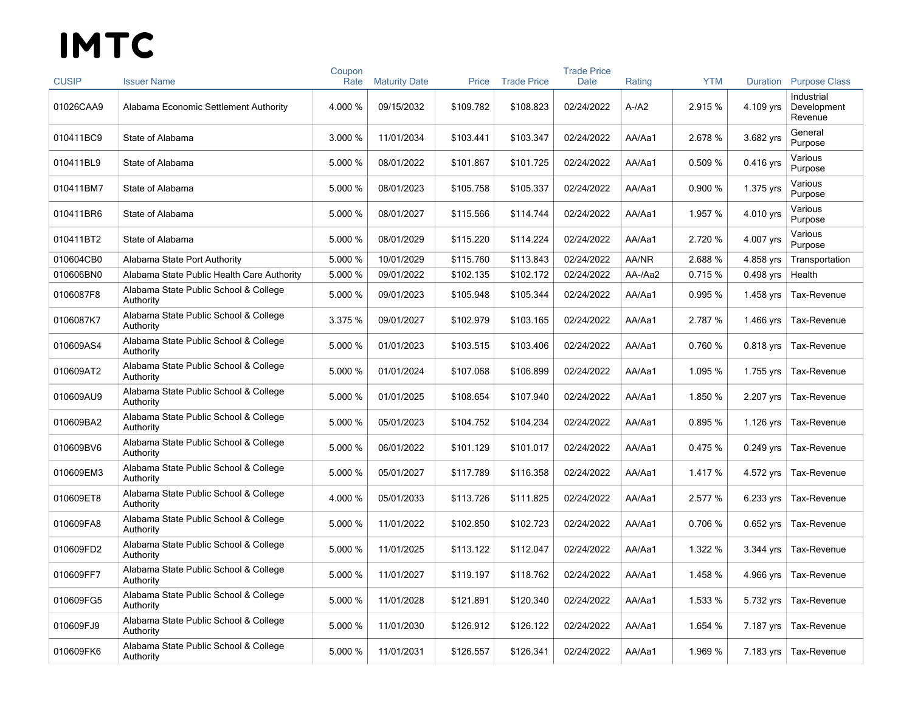# IMTC

| CUSIP | Issuer Name | Coupon Rate | Maturity Date | Price | Trade Price | Trade Price Date | Rating | YTM | Duration | Purpose Class |
|---|---|---|---|---|---|---|---|---|---|---|
| 01026CAA9 | Alabama Economic Settlement Authority | 4.000 % | 09/15/2032 | $109.782 | $108.823 | 02/24/2022 | A-/A2 | 2.915 % | 4.109 yrs | Industrial Development Revenue |
| 010411BC9 | State of Alabama | 3.000 % | 11/01/2034 | $103.441 | $103.347 | 02/24/2022 | AA/Aa1 | 2.678 % | 3.682 yrs | General Purpose |
| 010411BL9 | State of Alabama | 5.000 % | 08/01/2022 | $101.867 | $101.725 | 02/24/2022 | AA/Aa1 | 0.509 % | 0.416 yrs | Various Purpose |
| 010411BM7 | State of Alabama | 5.000 % | 08/01/2023 | $105.758 | $105.337 | 02/24/2022 | AA/Aa1 | 0.900 % | 1.375 yrs | Various Purpose |
| 010411BR6 | State of Alabama | 5.000 % | 08/01/2027 | $115.566 | $114.744 | 02/24/2022 | AA/Aa1 | 1.957 % | 4.010 yrs | Various Purpose |
| 010411BT2 | State of Alabama | 5.000 % | 08/01/2029 | $115.220 | $114.224 | 02/24/2022 | AA/Aa1 | 2.720 % | 4.007 yrs | Various Purpose |
| 010604CB0 | Alabama State Port Authority | 5.000 % | 10/01/2029 | $115.760 | $113.843 | 02/24/2022 | AA/NR | 2.688 % | 4.858 yrs | Transportation |
| 010606BN0 | Alabama State Public Health Care Authority | 5.000 % | 09/01/2022 | $102.135 | $102.172 | 02/24/2022 | AA-/Aa2 | 0.715 % | 0.498 yrs | Health |
| 0106087F8 | Alabama State Public School & College Authority | 5.000 % | 09/01/2023 | $105.948 | $105.344 | 02/24/2022 | AA/Aa1 | 0.995 % | 1.458 yrs | Tax-Revenue |
| 0106087K7 | Alabama State Public School & College Authority | 3.375 % | 09/01/2027 | $102.979 | $103.165 | 02/24/2022 | AA/Aa1 | 2.787 % | 1.466 yrs | Tax-Revenue |
| 010609AS4 | Alabama State Public School & College Authority | 5.000 % | 01/01/2023 | $103.515 | $103.406 | 02/24/2022 | AA/Aa1 | 0.760 % | 0.818 yrs | Tax-Revenue |
| 010609AT2 | Alabama State Public School & College Authority | 5.000 % | 01/01/2024 | $107.068 | $106.899 | 02/24/2022 | AA/Aa1 | 1.095 % | 1.755 yrs | Tax-Revenue |
| 010609AU9 | Alabama State Public School & College Authority | 5.000 % | 01/01/2025 | $108.654 | $107.940 | 02/24/2022 | AA/Aa1 | 1.850 % | 2.207 yrs | Tax-Revenue |
| 010609BA2 | Alabama State Public School & College Authority | 5.000 % | 05/01/2023 | $104.752 | $104.234 | 02/24/2022 | AA/Aa1 | 0.895 % | 1.126 yrs | Tax-Revenue |
| 010609BV6 | Alabama State Public School & College Authority | 5.000 % | 06/01/2022 | $101.129 | $101.017 | 02/24/2022 | AA/Aa1 | 0.475 % | 0.249 yrs | Tax-Revenue |
| 010609EM3 | Alabama State Public School & College Authority | 5.000 % | 05/01/2027 | $117.789 | $116.358 | 02/24/2022 | AA/Aa1 | 1.417 % | 4.572 yrs | Tax-Revenue |
| 010609ET8 | Alabama State Public School & College Authority | 4.000 % | 05/01/2033 | $113.726 | $111.825 | 02/24/2022 | AA/Aa1 | 2.577 % | 6.233 yrs | Tax-Revenue |
| 010609FA8 | Alabama State Public School & College Authority | 5.000 % | 11/01/2022 | $102.850 | $102.723 | 02/24/2022 | AA/Aa1 | 0.706 % | 0.652 yrs | Tax-Revenue |
| 010609FD2 | Alabama State Public School & College Authority | 5.000 % | 11/01/2025 | $113.122 | $112.047 | 02/24/2022 | AA/Aa1 | 1.322 % | 3.344 yrs | Tax-Revenue |
| 010609FF7 | Alabama State Public School & College Authority | 5.000 % | 11/01/2027 | $119.197 | $118.762 | 02/24/2022 | AA/Aa1 | 1.458 % | 4.966 yrs | Tax-Revenue |
| 010609FG5 | Alabama State Public School & College Authority | 5.000 % | 11/01/2028 | $121.891 | $120.340 | 02/24/2022 | AA/Aa1 | 1.533 % | 5.732 yrs | Tax-Revenue |
| 010609FJ9 | Alabama State Public School & College Authority | 5.000 % | 11/01/2030 | $126.912 | $126.122 | 02/24/2022 | AA/Aa1 | 1.654 % | 7.187 yrs | Tax-Revenue |
| 010609FK6 | Alabama State Public School & College Authority | 5.000 % | 11/01/2031 | $126.557 | $126.341 | 02/24/2022 | AA/Aa1 | 1.969 % | 7.183 yrs | Tax-Revenue |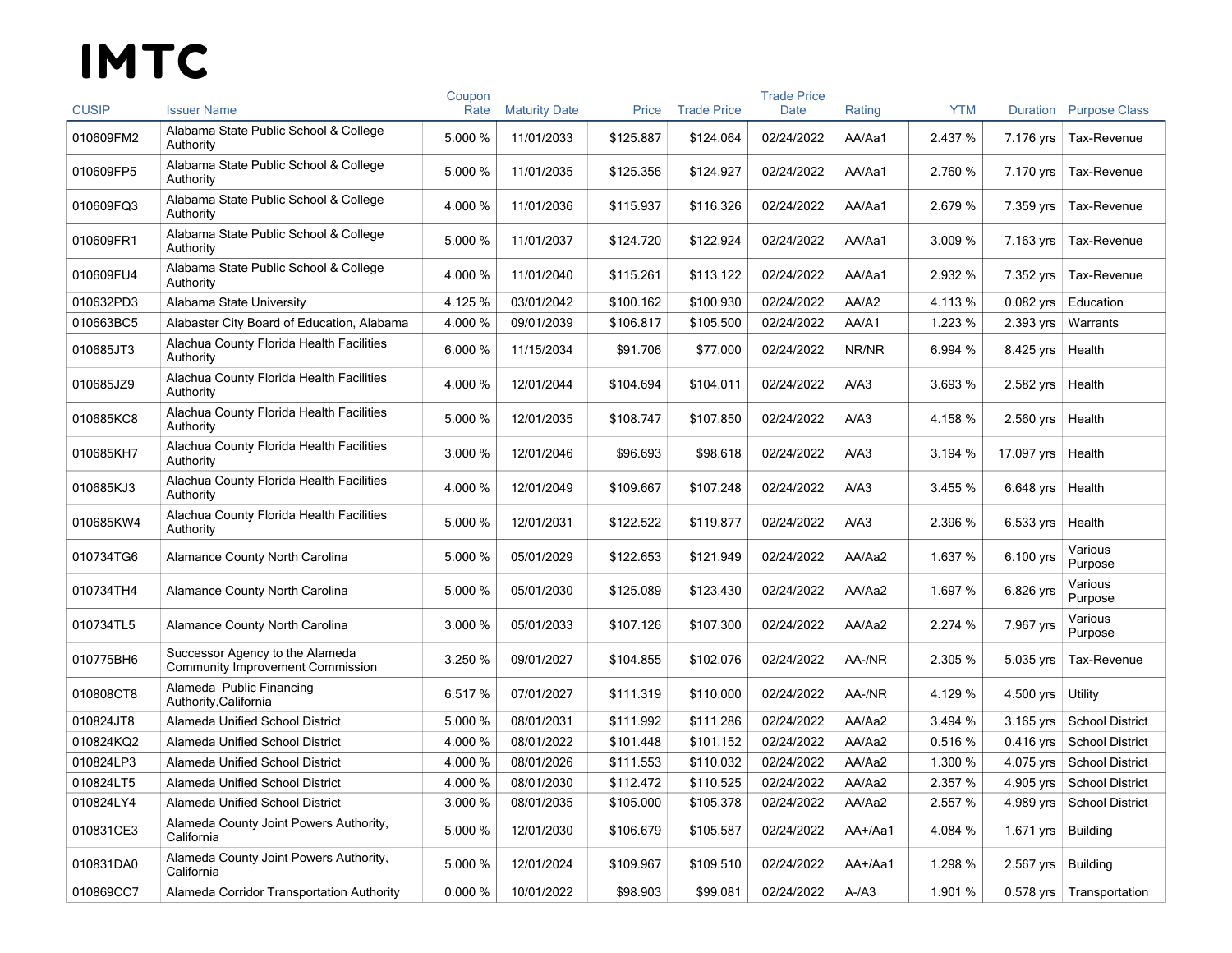# IMTC

| CUSIP | Issuer Name | Coupon Rate | Maturity Date | Price | Trade Price | Trade Price Date | Rating | YTM | Duration | Purpose Class |
|---|---|---|---|---|---|---|---|---|---|---|
| 010609FM2 | Alabama State Public School & College Authority | 5.000 % | 11/01/2033 | $125.887 | $124.064 | 02/24/2022 | AA/Aa1 | 2.437 % | 7.176 yrs | Tax-Revenue |
| 010609FP5 | Alabama State Public School & College Authority | 5.000 % | 11/01/2035 | $125.356 | $124.927 | 02/24/2022 | AA/Aa1 | 2.760 % | 7.170 yrs | Tax-Revenue |
| 010609FQ3 | Alabama State Public School & College Authority | 4.000 % | 11/01/2036 | $115.937 | $116.326 | 02/24/2022 | AA/Aa1 | 2.679 % | 7.359 yrs | Tax-Revenue |
| 010609FR1 | Alabama State Public School & College Authority | 5.000 % | 11/01/2037 | $124.720 | $122.924 | 02/24/2022 | AA/Aa1 | 3.009 % | 7.163 yrs | Tax-Revenue |
| 010609FU4 | Alabama State Public School & College Authority | 4.000 % | 11/01/2040 | $115.261 | $113.122 | 02/24/2022 | AA/Aa1 | 2.932 % | 7.352 yrs | Tax-Revenue |
| 010632PD3 | Alabama State University | 4.125 % | 03/01/2042 | $100.162 | $100.930 | 02/24/2022 | AA/A2 | 4.113 % | 0.082 yrs | Education |
| 010663BC5 | Alabaster City Board of Education, Alabama | 4.000 % | 09/01/2039 | $106.817 | $105.500 | 02/24/2022 | AA/A1 | 1.223 % | 2.393 yrs | Warrants |
| 010685JT3 | Alachua County Florida Health Facilities Authority | 6.000 % | 11/15/2034 | $91.706 | $77.000 | 02/24/2022 | NR/NR | 6.994 % | 8.425 yrs | Health |
| 010685JZ9 | Alachua County Florida Health Facilities Authority | 4.000 % | 12/01/2044 | $104.694 | $104.011 | 02/24/2022 | A/A3 | 3.693 % | 2.582 yrs | Health |
| 010685KC8 | Alachua County Florida Health Facilities Authority | 5.000 % | 12/01/2035 | $108.747 | $107.850 | 02/24/2022 | A/A3 | 4.158 % | 2.560 yrs | Health |
| 010685KH7 | Alachua County Florida Health Facilities Authority | 3.000 % | 12/01/2046 | $96.693 | $98.618 | 02/24/2022 | A/A3 | 3.194 % | 17.097 yrs | Health |
| 010685KJ3 | Alachua County Florida Health Facilities Authority | 4.000 % | 12/01/2049 | $109.667 | $107.248 | 02/24/2022 | A/A3 | 3.455 % | 6.648 yrs | Health |
| 010685KW4 | Alachua County Florida Health Facilities Authority | 5.000 % | 12/01/2031 | $122.522 | $119.877 | 02/24/2022 | A/A3 | 2.396 % | 6.533 yrs | Health |
| 010734TG6 | Alamance County North Carolina | 5.000 % | 05/01/2029 | $122.653 | $121.949 | 02/24/2022 | AA/Aa2 | 1.637 % | 6.100 yrs | Various Purpose |
| 010734TH4 | Alamance County North Carolina | 5.000 % | 05/01/2030 | $125.089 | $123.430 | 02/24/2022 | AA/Aa2 | 1.697 % | 6.826 yrs | Various Purpose |
| 010734TL5 | Alamance County North Carolina | 3.000 % | 05/01/2033 | $107.126 | $107.300 | 02/24/2022 | AA/Aa2 | 2.274 % | 7.967 yrs | Various Purpose |
| 010775BH6 | Successor Agency to the Alameda Community Improvement Commission | 3.250 % | 09/01/2027 | $104.855 | $102.076 | 02/24/2022 | AA-/NR | 2.305 % | 5.035 yrs | Tax-Revenue |
| 010808CT8 | Alameda Public Financing Authority,California | 6.517 % | 07/01/2027 | $111.319 | $110.000 | 02/24/2022 | AA-/NR | 4.129 % | 4.500 yrs | Utility |
| 010824JT8 | Alameda Unified School District | 5.000 % | 08/01/2031 | $111.992 | $111.286 | 02/24/2022 | AA/Aa2 | 3.494 % | 3.165 yrs | School District |
| 010824KQ2 | Alameda Unified School District | 4.000 % | 08/01/2022 | $101.448 | $101.152 | 02/24/2022 | AA/Aa2 | 0.516 % | 0.416 yrs | School District |
| 010824LP3 | Alameda Unified School District | 4.000 % | 08/01/2026 | $111.553 | $110.032 | 02/24/2022 | AA/Aa2 | 1.300 % | 4.075 yrs | School District |
| 010824LT5 | Alameda Unified School District | 4.000 % | 08/01/2030 | $112.472 | $110.525 | 02/24/2022 | AA/Aa2 | 2.357 % | 4.905 yrs | School District |
| 010824LY4 | Alameda Unified School District | 3.000 % | 08/01/2035 | $105.000 | $105.378 | 02/24/2022 | AA/Aa2 | 2.557 % | 4.989 yrs | School District |
| 010831CE3 | Alameda County Joint Powers Authority, California | 5.000 % | 12/01/2030 | $106.679 | $105.587 | 02/24/2022 | AA+/Aa1 | 4.084 % | 1.671 yrs | Building |
| 010831DA0 | Alameda County Joint Powers Authority, California | 5.000 % | 12/01/2024 | $109.967 | $109.510 | 02/24/2022 | AA+/Aa1 | 1.298 % | 2.567 yrs | Building |
| 010869CC7 | Alameda Corridor Transportation Authority | 0.000 % | 10/01/2022 | $98.903 | $99.081 | 02/24/2022 | A-/A3 | 1.901 % | 0.578 yrs | Transportation |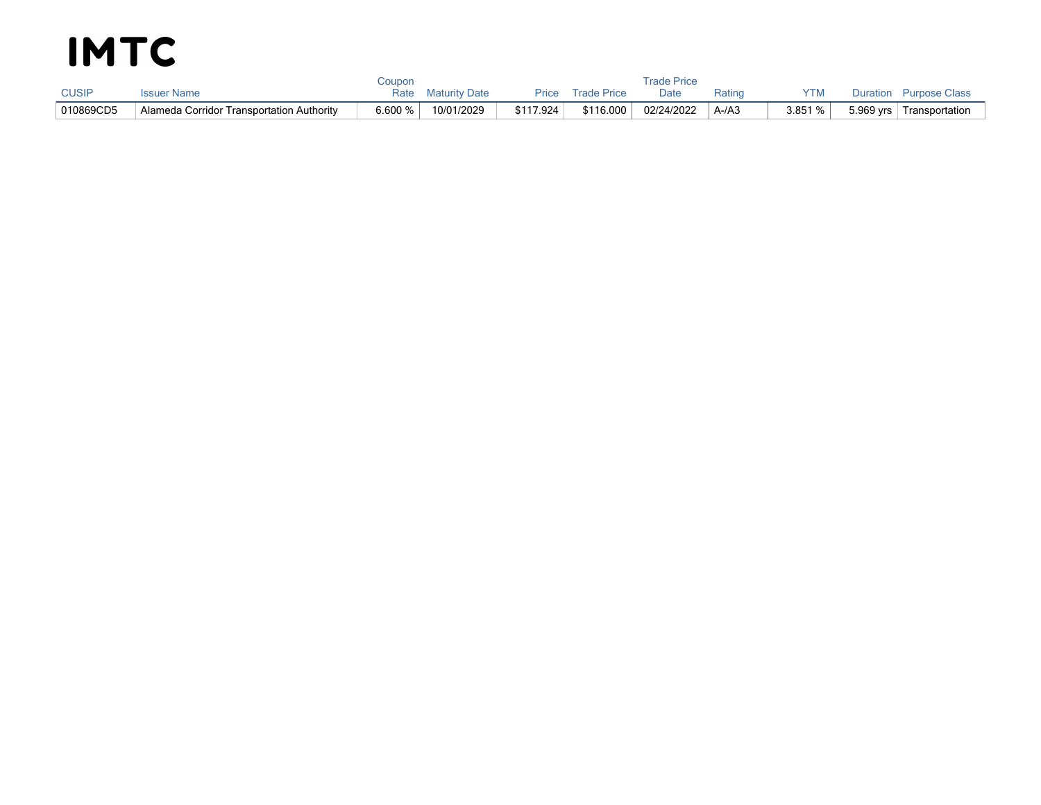# IMTC

| CUSIP | Issuer Name | Coupon Rate | Maturity Date | Price | Trade Price | Trade Price Date | Rating | YTM | Duration | Purpose Class |
|---|---|---|---|---|---|---|---|---|---|---|
| 010869CD5 | Alameda Corridor Transportation Authority | 6.600 % | 10/01/2029 | $117.924 | $116.000 | 02/24/2022 | A-/A3 | 3.851 % | 5.969 yrs | Transportation |